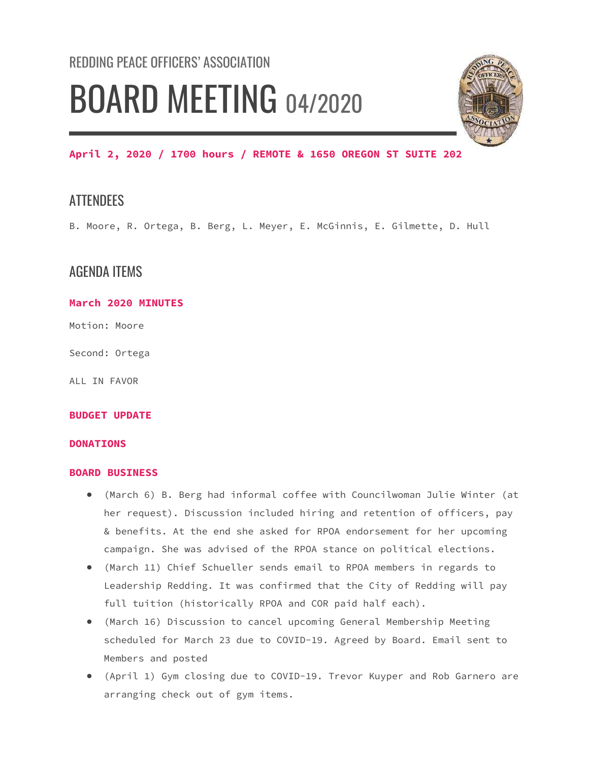REDDING PEACE OFFICERS' ASSOCIATION

# BOARD MEETING 04/2020

**April 2, 2020 / 1700 hours / REMOTE & 1650 OREGON ST SUITE 202**

## ATTENDEES

B. Moore, R. Ortega, B. Berg, L. Meyer, E. McGinnis, E. Gilmette, D. Hull

## AGENDA ITEMS

### March 2020 MINUTES

Motion: Moore

Second: Ortega

ALL IN FAVOR

### BUDGET UPDATE

### DONATIONS

### BOARD BUSINESS

- (March 6) B. Berg had informal coffee with Councilwoman Julie Winter (at her request). Discussion included hiring and retention of officers, pay & benefits. At the end she asked for RPOA endorsement for her upcoming campaign. She was advised of the RPOA stance on political elections.
- (March 11) Chief Schueller sends email to RPOA members in regards to Leadership Redding. It was confirmed that the City of Redding will pay full tuition (historically RPOA and COR paid half each).
- (March 16) Discussion to cancel upcoming General Membership Meeting scheduled for March 23 due to COVID-19. Agreed by Board. Email sent to Members and posted
- (April 1) Gym closing due to COVID-19. Trevor Kuyper and Rob Garnero are arranging check out of gym items.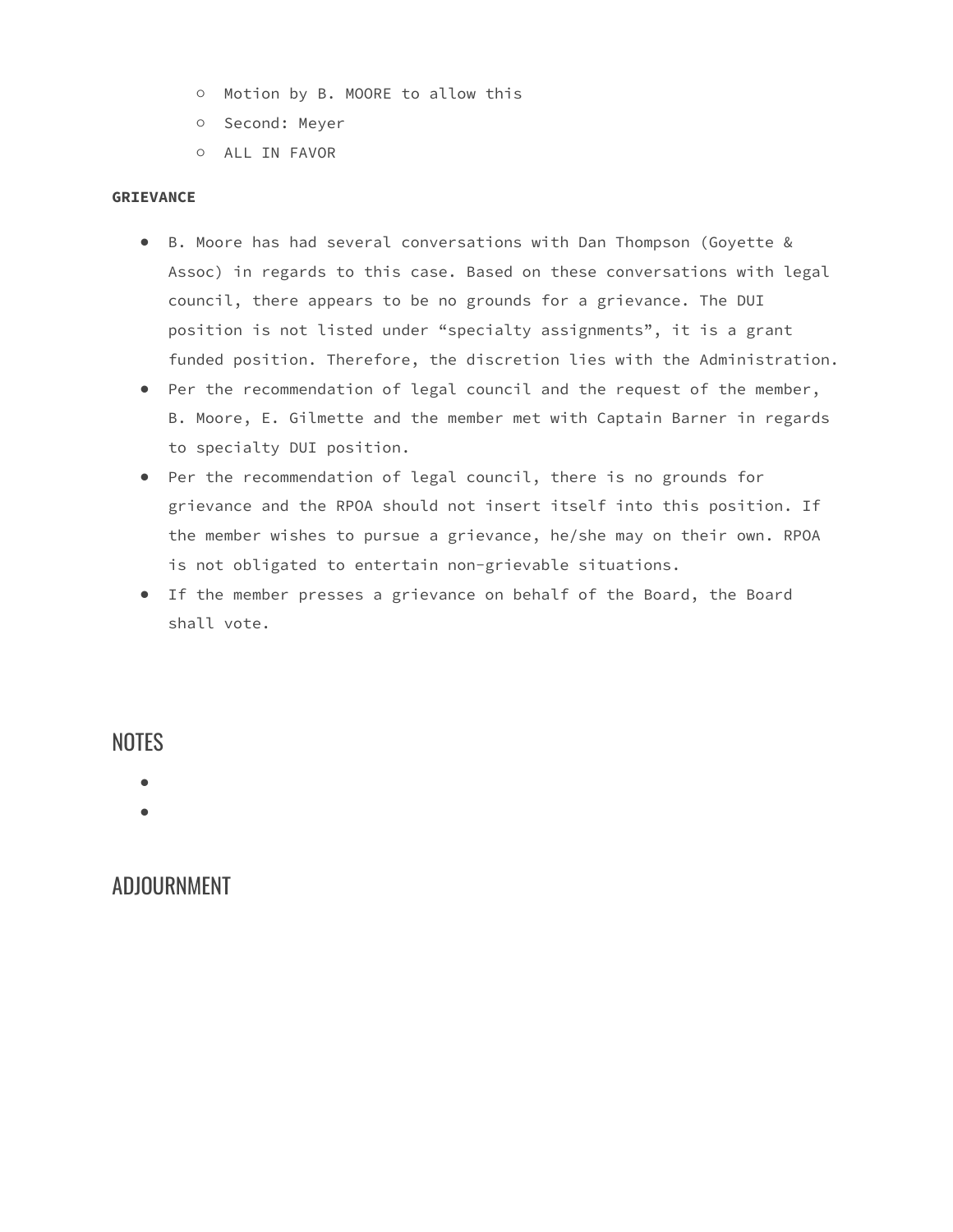- Motion by B. MOORE to allow this
- Second: Meyer
- ALL IN FAVOR

**GRIEVANCE**

- B. Moore has had several conversations with Dan Thompson (Goyette & Assoc) in regards to this case. Based on these conversations with legal council, there appears to be no grounds for a grievance. The DUI position is not listed under "specialty assignments", it is a grant funded position. Therefore, the discretion lies with the Administration.
- Per the recommendation of legal council and the request of the member, B. Moore, E. Gilmette and the member met with Captain Barner in regards to specialty DUI position.
- Per the recommendation of legal council, there is no grounds for grievance and the RPOA should not insert itself into this position. If the member wishes to pursue a grievance, he/she may on their own. RPOA is not obligated to entertain non-grievable situations.
- If the member presses a grievance on behalf of the Board, the Board shall vote.

## NOTES

-
-

## ADJOURNMENT